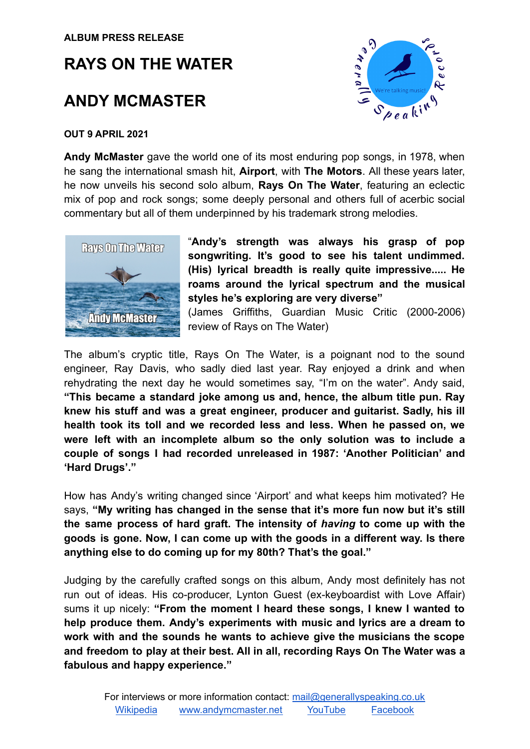**ALBUM PRESS RELEASE**

# RAYS ON THE WATER

# ANDY MCMASTER

**OUT 9 APRIL 2021**

**Andy McMaster** gave the world one of its most enduring pop songs, in 1978, when he sang the international smash hit, **Airport**, with **The Motors**. All these years later, he now unveils his second solo album, **Rays On The Water**, featuring an eclectic mix of pop and rock songs; some deeply personal and others full of acerbic social commentary but all of them underpinned by his trademark strong melodies.

"**Andy's strength was always his grasp of pop songwriting. It's good to see his talent undimmed. (His) lyrical breadth is really quite impressive..... He roams around the lyrical spectrum and the musical styles he's exploring are very diverse"**
(James Griffiths, Guardian Music Critic (2000-2006) review of Rays on The Water)

The album's cryptic title, Rays On The Water, is a poignant nod to the sound engineer, Ray Davis, who sadly died last year. Ray enjoyed a drink and when rehydrating the next day he would sometimes say, "I'm on the water". Andy said, **"This became a standard joke among us and, hence, the album title pun. Ray knew his stuff and was a great engineer, producer and guitarist. Sadly, his ill health took its toll and we recorded less and less. When he passed on, we were left with an incomplete album so the only solution was to include a couple of songs I had recorded unreleased in 1987: 'Another Politician' and 'Hard Drugs'."**

How has Andy's writing changed since 'Airport' and what keeps him motivated? He says, **"My writing has changed in the sense that it's more fun now but it's still the same process of hard graft. The intensity of *having* to come up with the goods is gone. Now, I can come up with the goods in a different way. Is there anything else to do coming up for my 80th? That's the goal."**

Judging by the carefully crafted songs on this album, Andy most definitely has not run out of ideas. His co-producer, Lynton Guest (ex-keyboardist with Love Affair) sums it up nicely: **"From the moment I heard these songs, I knew I wanted to help produce them. Andy's experiments with music and lyrics are a dream to work with and the sounds he wants to achieve give the musicians the scope and freedom to play at their best. All in all, recording Rays On The Water was a fabulous and happy experience."**

For interviews or more information contact: mail@generallyspeaking.co.uk
Wikipedia www.andymcmaster.net YouTube Facebook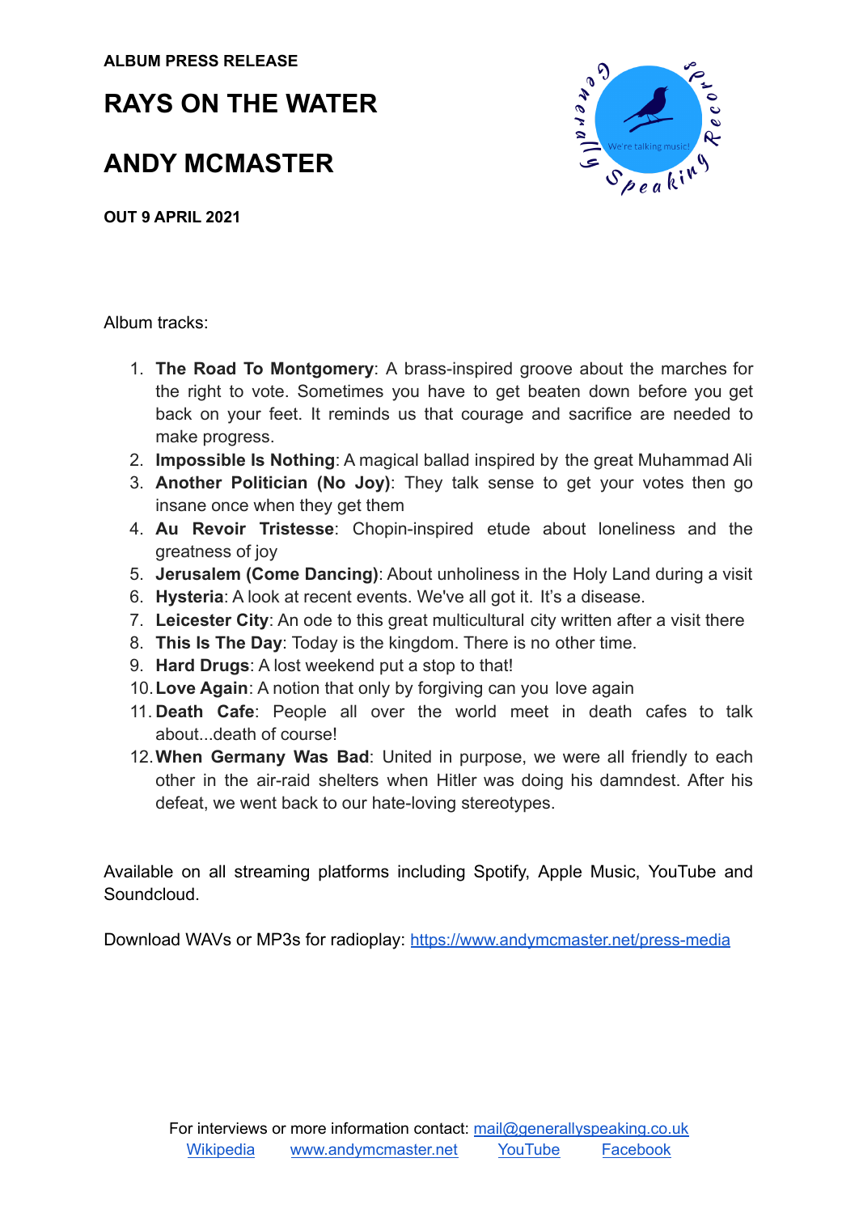**ALBUM PRESS RELEASE**

# RAYS ON THE WATER

# ANDY MCMASTER

**OUT 9 APRIL 2021**

Album tracks:

1. **The Road To Montgomery**: A brass-inspired groove about the marches for the right to vote. Sometimes you have to get beaten down before you get back on your feet. It reminds us that courage and sacrifice are needed to make progress.
2. **Impossible Is Nothing**: A magical ballad inspired by the great Muhammad Ali
3. **Another Politician (No Joy)**: They talk sense to get your votes then go insane once when they get them
4. **Au Revoir Tristesse**: Chopin-inspired etude about loneliness and the greatness of joy
5. **Jerusalem (Come Dancing)**: About unholiness in the Holy Land during a visit
6. **Hysteria**: A look at recent events. We've all got it. It's a disease.
7. **Leicester City**: An ode to this great multicultural city written after a visit there
8. **This Is The Day**: Today is the kingdom. There is no other time.
9. **Hard Drugs**: A lost weekend put a stop to that!
10. **Love Again**: A notion that only by forgiving can you love again
11. **Death Cafe**: People all over the world meet in death cafes to talk about...death of course!
12. **When Germany Was Bad**: United in purpose, we were all friendly to each other in the air-raid shelters when Hitler was doing his damndest. After his defeat, we went back to our hate-loving stereotypes.

Available on all streaming platforms including Spotify, Apple Music, YouTube and Soundcloud.

Download WAVs or MP3s for radioplay: [https://www.andymcmaster.net/press-media](https://www.andymcmaster.net/press-media)

For interviews or more information contact: [mail@generallyspeaking.co.uk](mailto:mail@generallyspeaking.co.uk)

[Wikipedia](#) [www.andymcmaster.net](https://www.andymcmaster.net) [YouTube](#) [Facebook](#)